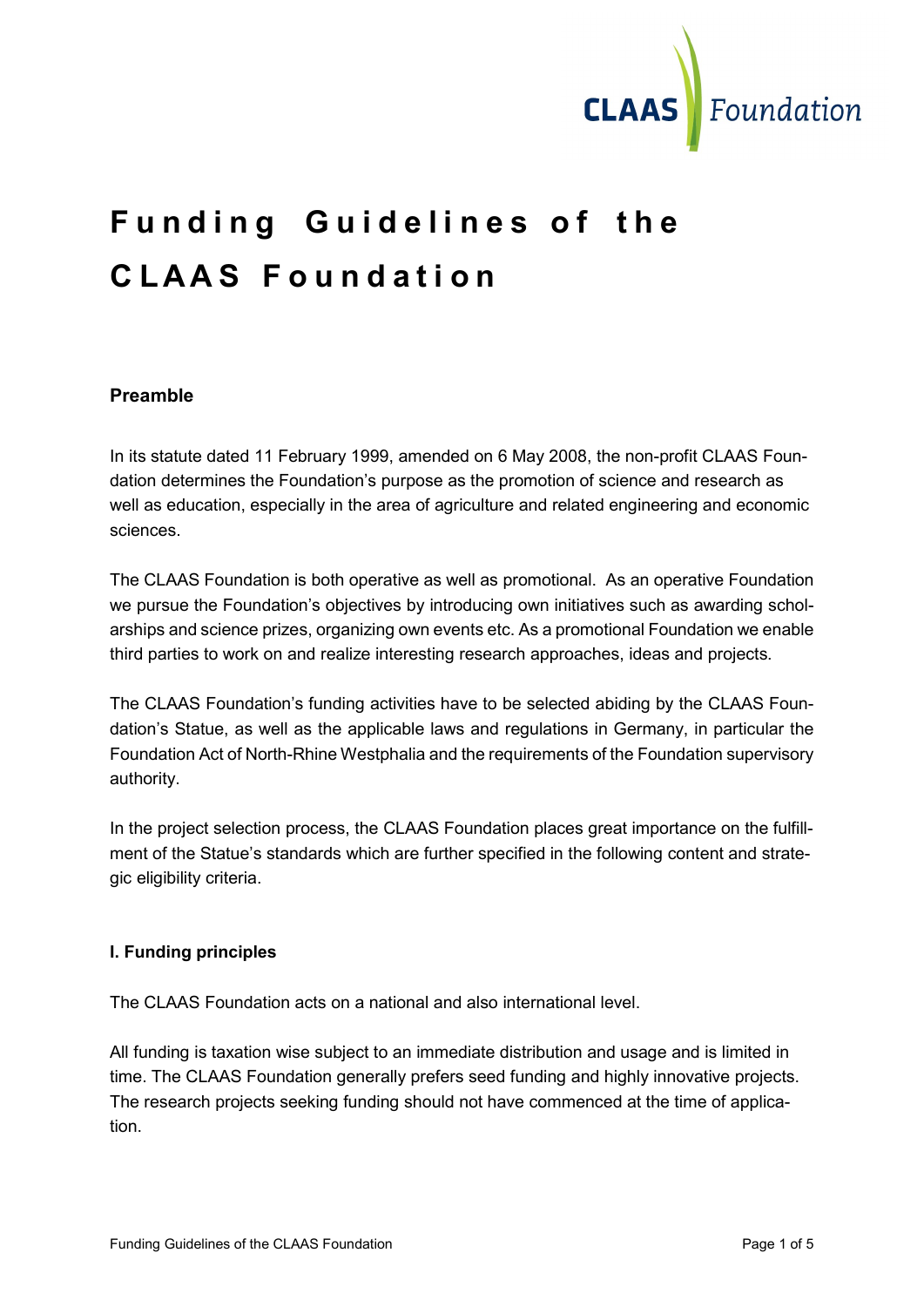# Funding Guidelines of the CLAAS Foundation

## Preamble

In its statute dated 11 February 1999, amended on 6 May 2008, the non-profit CLAAS Foundation determines the Foundation's purpose as the promotion of science and research as well as education, especially in the area of agriculture and related engineering and economic sciences.

The CLAAS Foundation is both operative as well as promotional. As an operative Foundation we pursue the Foundation's objectives by introducing own initiatives such as awarding scholarships and science prizes, organizing own events etc. As a promotional Foundation we enable third parties to work on and realize interesting research approaches, ideas and projects.

The CLAAS Foundation's funding activities have to be selected abiding by the CLAAS Foundation's Statue, as well as the applicable laws and regulations in Germany, in particular the Foundation Act of North-Rhine Westphalia and the requirements of the Foundation supervisory authority.

In the project selection process, the CLAAS Foundation places great importance on the fulfillment of the Statue's standards which are further specified in the following content and strategic eligibility criteria.

## I. Funding principles

The CLAAS Foundation acts on a national and also international level.

All funding is taxation wise subject to an immediate distribution and usage and is limited in time. The CLAAS Foundation generally prefers seed funding and highly innovative projects. The research projects seeking funding should not have commenced at the time of application.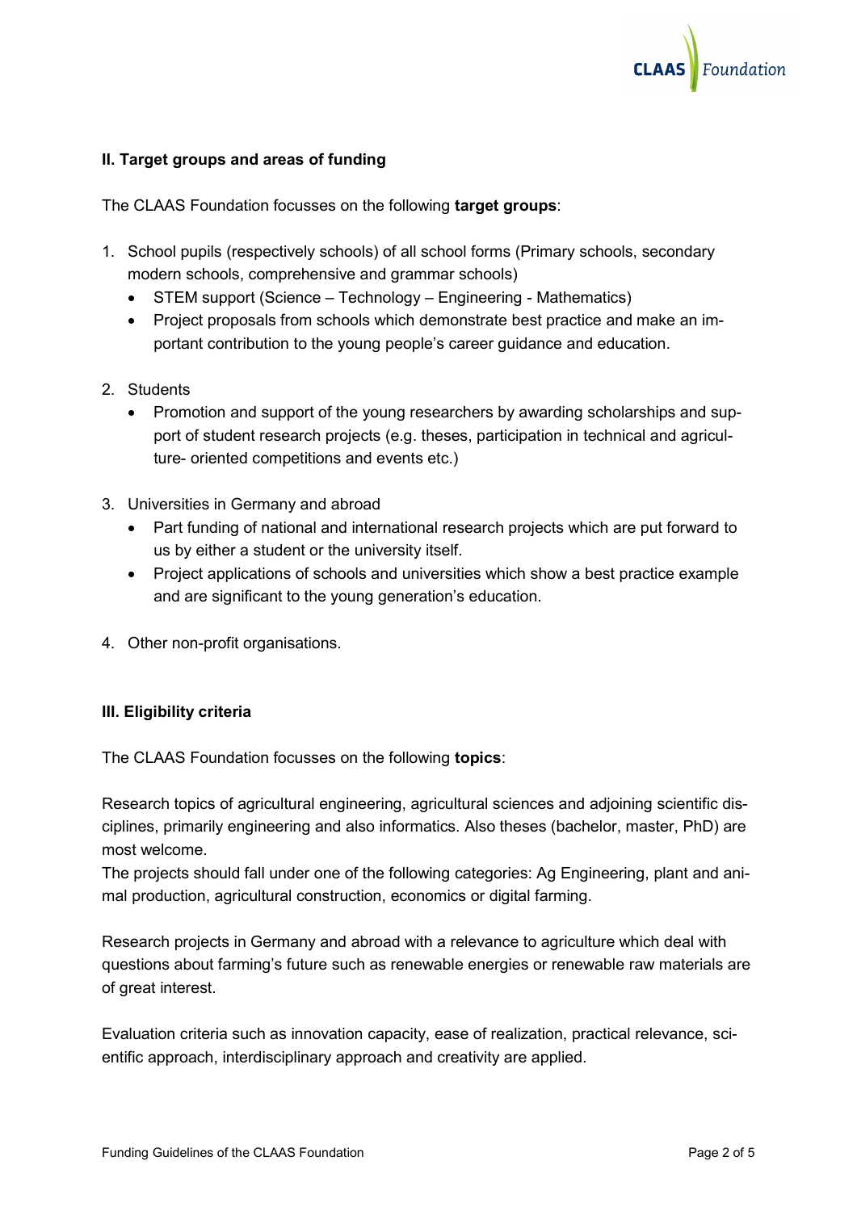## II. Target groups and areas of funding

The CLAAS Foundation focusses on the following **target groups**:

1. School pupils (respectively schools) of all school forms (Primary schools, secondary modern schools, comprehensive and grammar schools)
   - STEM support (Science – Technology – Engineering - Mathematics)
   - Project proposals from schools which demonstrate best practice and make an important contribution to the young people's career guidance and education.

2. Students
   - Promotion and support of the young researchers by awarding scholarships and support of student research projects (e.g. theses, participation in technical and agriculture- oriented competitions and events etc.)

3. Universities in Germany and abroad
   - Part funding of national and international research projects which are put forward to us by either a student or the university itself.
   - Project applications of schools and universities which show a best practice example and are significant to the young generation's education.

4. Other non-profit organisations.

## III. Eligibility criteria

The CLAAS Foundation focusses on the following **topics**:

Research topics of agricultural engineering, agricultural sciences and adjoining scientific disciplines, primarily engineering and also informatics. Also theses (bachelor, master, PhD) are most welcome.
The projects should fall under one of the following categories: Ag Engineering, plant and animal production, agricultural construction, economics or digital farming.

Research projects in Germany and abroad with a relevance to agriculture which deal with questions about farming's future such as renewable energies or renewable raw materials are of great interest.

Evaluation criteria such as innovation capacity, ease of realization, practical relevance, scientific approach, interdisciplinary approach and creativity are applied.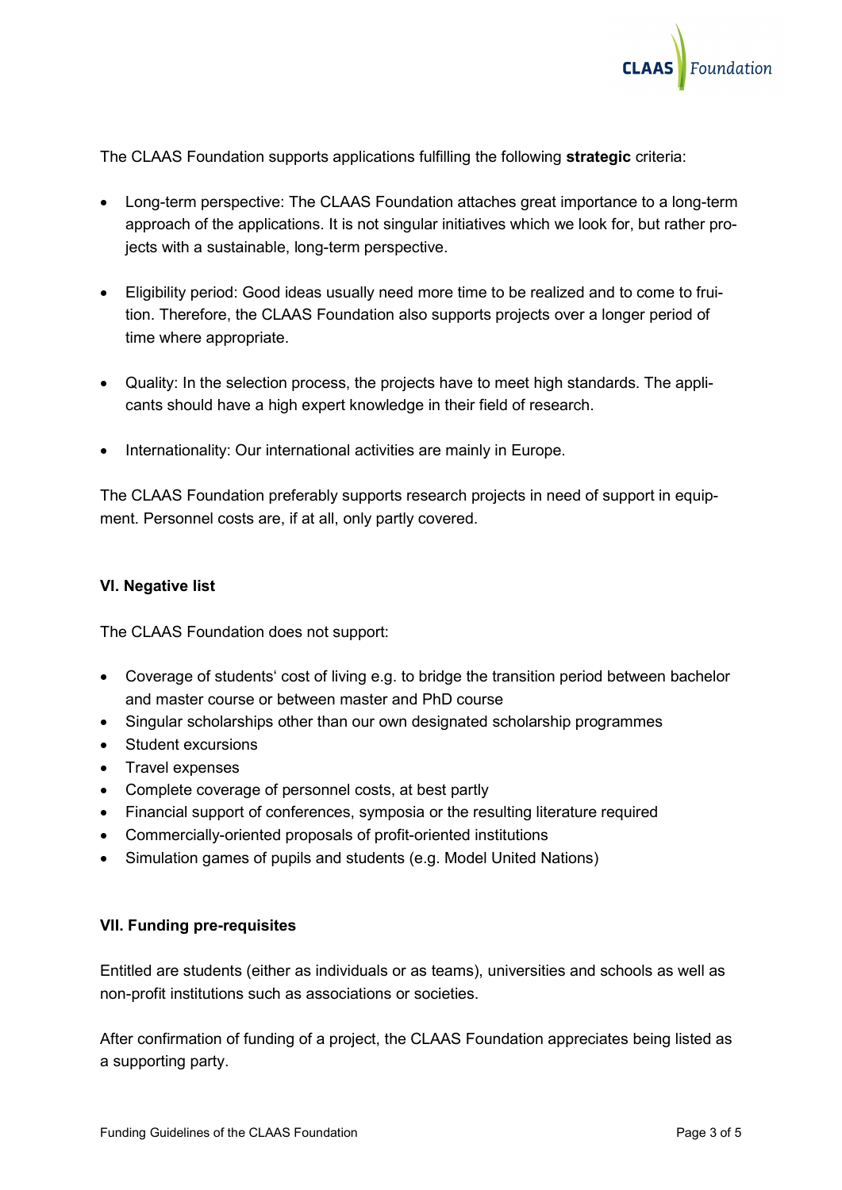The CLAAS Foundation supports applications fulfilling the following **strategic** criteria:

- Long-term perspective: The CLAAS Foundation attaches great importance to a long-term approach of the applications. It is not singular initiatives which we look for, but rather projects with a sustainable, long-term perspective.

- Eligibility period: Good ideas usually need more time to be realized and to come to fruition. Therefore, the CLAAS Foundation also supports projects over a longer period of time where appropriate.

- Quality: In the selection process, the projects have to meet high standards. The applicants should have a high expert knowledge in their field of research.

- Internationality: Our international activities are mainly in Europe.

The CLAAS Foundation preferably supports research projects in need of support in equipment. Personnel costs are, if at all, only partly covered.

### VI. Negative list

The CLAAS Foundation does not support:

- Coverage of students' cost of living e.g. to bridge the transition period between bachelor and master course or between master and PhD course
- Singular scholarships other than our own designated scholarship programmes
- Student excursions
- Travel expenses
- Complete coverage of personnel costs, at best partly
- Financial support of conferences, symposia or the resulting literature required
- Commercially-oriented proposals of profit-oriented institutions
- Simulation games of pupils and students (e.g. Model United Nations)

### VII. Funding pre-requisites

Entitled are students (either as individuals or as teams), universities and schools as well as non-profit institutions such as associations or societies.

After confirmation of funding of a project, the CLAAS Foundation appreciates being listed as a supporting party.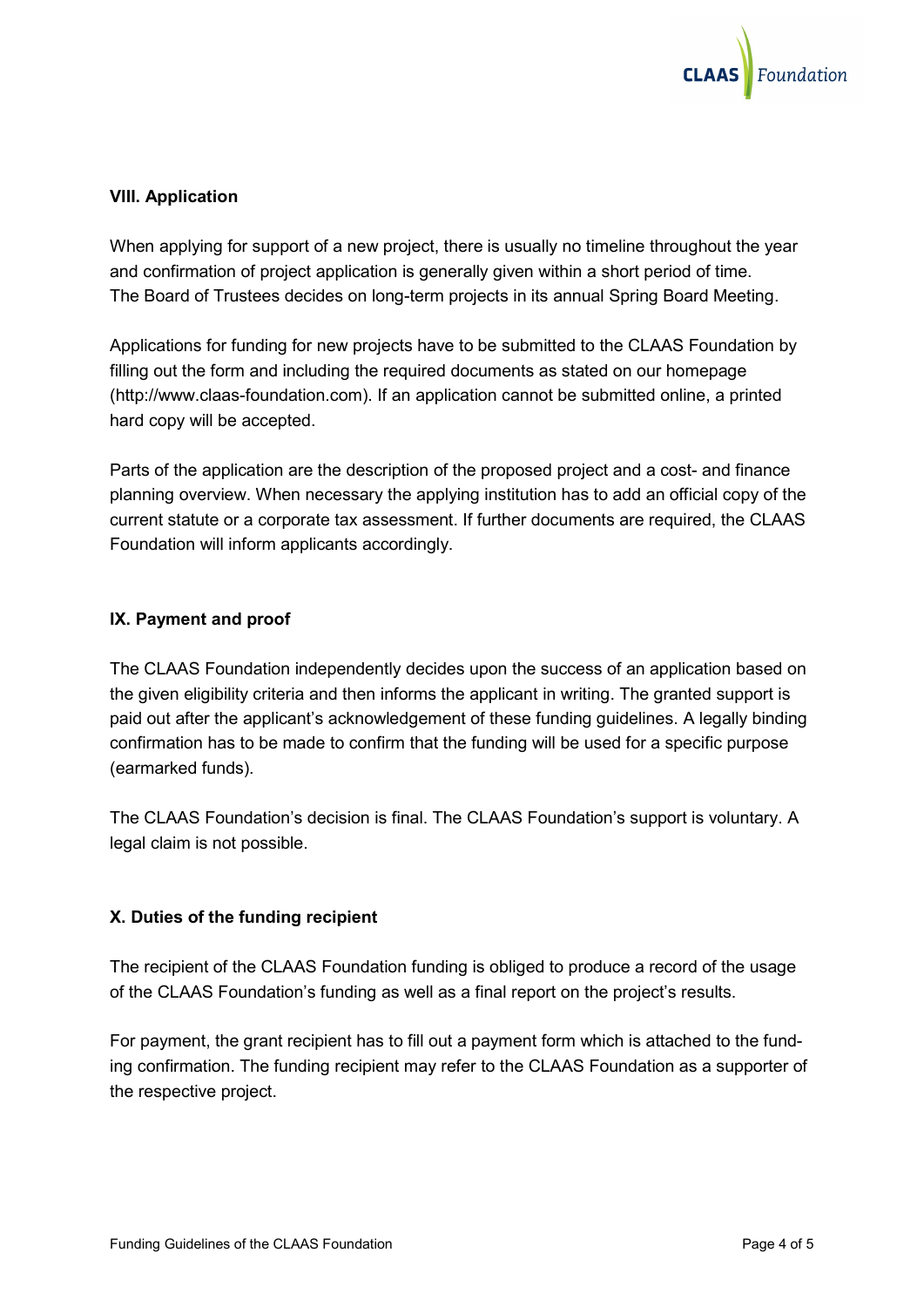## VIII. Application

When applying for support of a new project, there is usually no timeline throughout the year and confirmation of project application is generally given within a short period of time. The Board of Trustees decides on long-term projects in its annual Spring Board Meeting.

Applications for funding for new projects have to be submitted to the CLAAS Foundation by filling out the form and including the required documents as stated on our homepage (http://www.claas-foundation.com). If an application cannot be submitted online, a printed hard copy will be accepted.

Parts of the application are the description of the proposed project and a cost- and finance planning overview. When necessary the applying institution has to add an official copy of the current statute or a corporate tax assessment. If further documents are required, the CLAAS Foundation will inform applicants accordingly.

## IX. Payment and proof

The CLAAS Foundation independently decides upon the success of an application based on the given eligibility criteria and then informs the applicant in writing. The granted support is paid out after the applicant's acknowledgement of these funding guidelines. A legally binding confirmation has to be made to confirm that the funding will be used for a specific purpose (earmarked funds).

The CLAAS Foundation's decision is final. The CLAAS Foundation's support is voluntary. A legal claim is not possible.

## X. Duties of the funding recipient

The recipient of the CLAAS Foundation funding is obliged to produce a record of the usage of the CLAAS Foundation's funding as well as a final report on the project's results.

For payment, the grant recipient has to fill out a payment form which is attached to the funding confirmation. The funding recipient may refer to the CLAAS Foundation as a supporter of the respective project.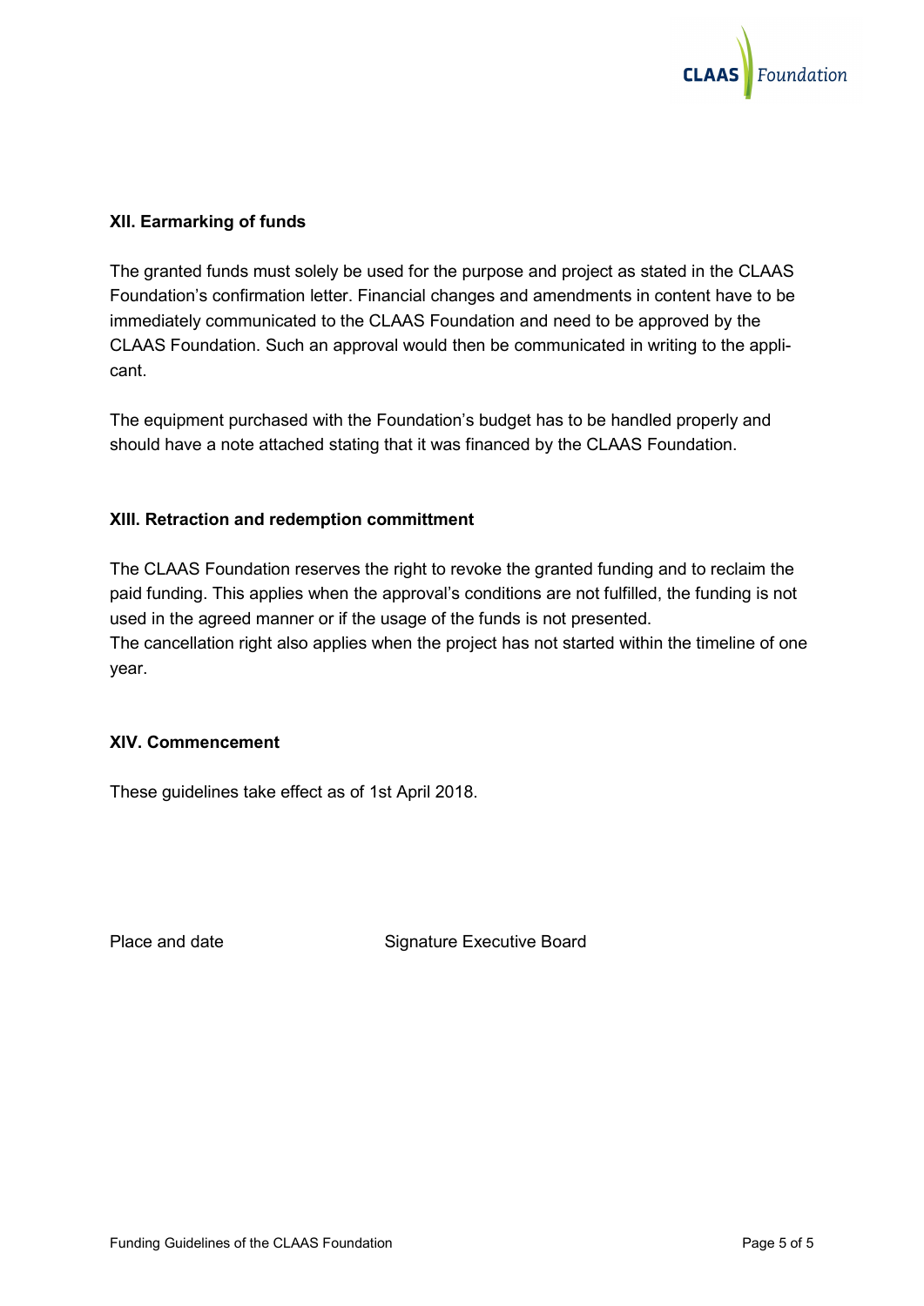## XII. Earmarking of funds

The granted funds must solely be used for the purpose and project as stated in the CLAAS Foundation's confirmation letter. Financial changes and amendments in content have to be immediately communicated to the CLAAS Foundation and need to be approved by the CLAAS Foundation. Such an approval would then be communicated in writing to the applicant.

The equipment purchased with the Foundation's budget has to be handled properly and should have a note attached stating that it was financed by the CLAAS Foundation.

## XIII. Retraction and redemption committment

The CLAAS Foundation reserves the right to revoke the granted funding and to reclaim the paid funding. This applies when the approval's conditions are not fulfilled, the funding is not used in the agreed manner or if the usage of the funds is not presented.
The cancellation right also applies when the project has not started within the timeline of one year.

## XIV. Commencement

These guidelines take effect as of 1st April 2018.

Place and date                Signature Executive Board